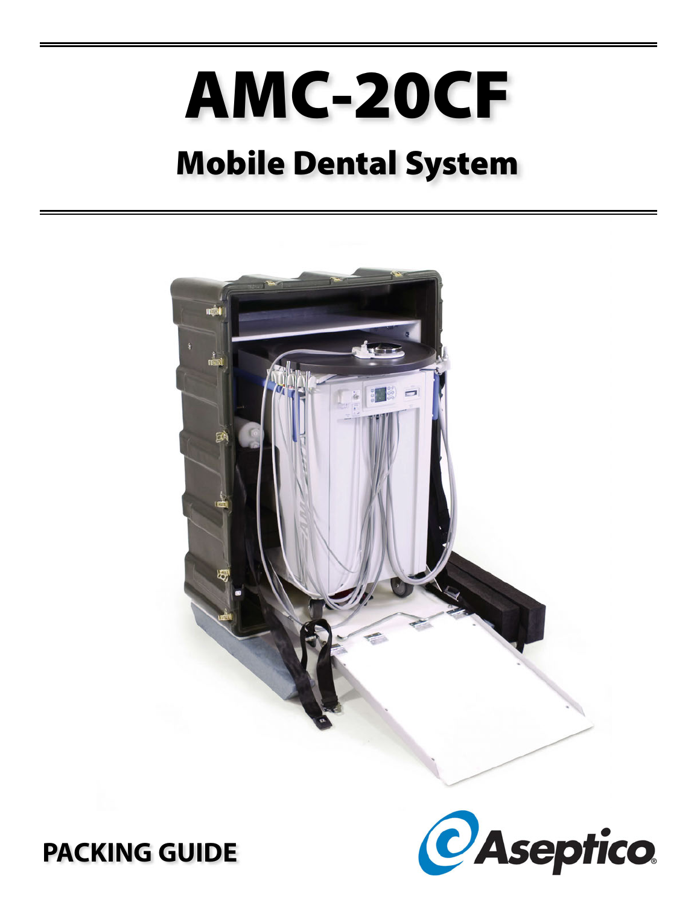# AMC-20CF

## Mobile Dental System

PACKING GUIDE

Aseptico®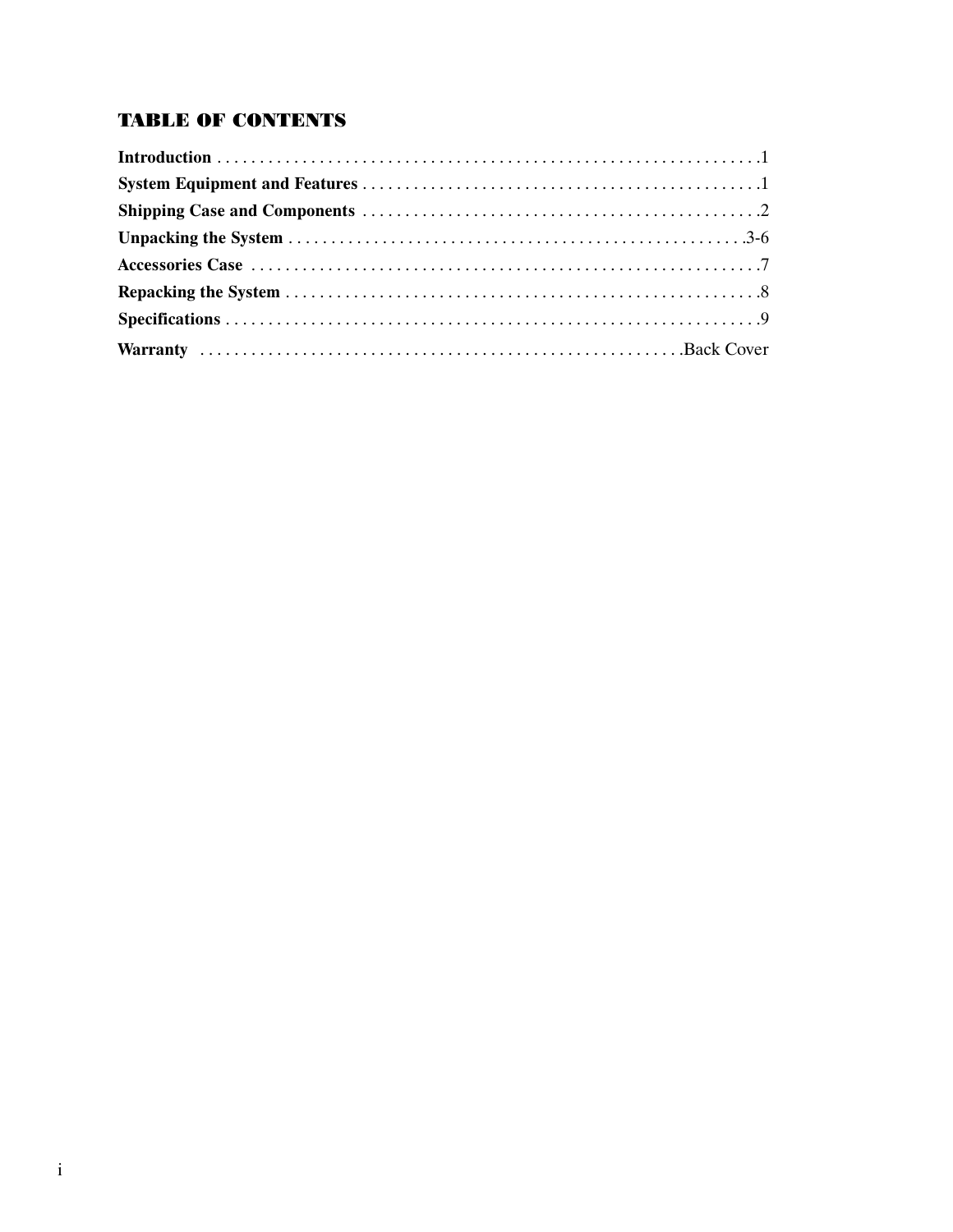# TABLE OF CONTENTS

**Introduction** . . . . . . . . . . . . . . . . . . . . . . . . . . . . . . . . . . . . . . . . . . . . . . . . . . . . . . . . . . . . . . .1

**System Equipment and Features** . . . . . . . . . . . . . . . . . . . . . . . . . . . . . . . . . . . . . . . . . . . . . . .1

**Shipping Case and Components** . . . . . . . . . . . . . . . . . . . . . . . . . . . . . . . . . . . . . . . . . . . . . . .2

**Unpacking the System** . . . . . . . . . . . . . . . . . . . . . . . . . . . . . . . . . . . . . . . . . . . . . . . . . . . . .3-6

**Accessories Case** . . . . . . . . . . . . . . . . . . . . . . . . . . . . . . . . . . . . . . . . . . . . . . . . . . . . . . . . . . .7

**Repacking the System** . . . . . . . . . . . . . . . . . . . . . . . . . . . . . . . . . . . . . . . . . . . . . . . . . . . . . . .8

**Specifications** . . . . . . . . . . . . . . . . . . . . . . . . . . . . . . . . . . . . . . . . . . . . . . . . . . . . . . . . . . . . . .9

**Warranty** . . . . . . . . . . . . . . . . . . . . . . . . . . . . . . . . . . . . . . . . . . . . . . . . . . . . . . .Back Cover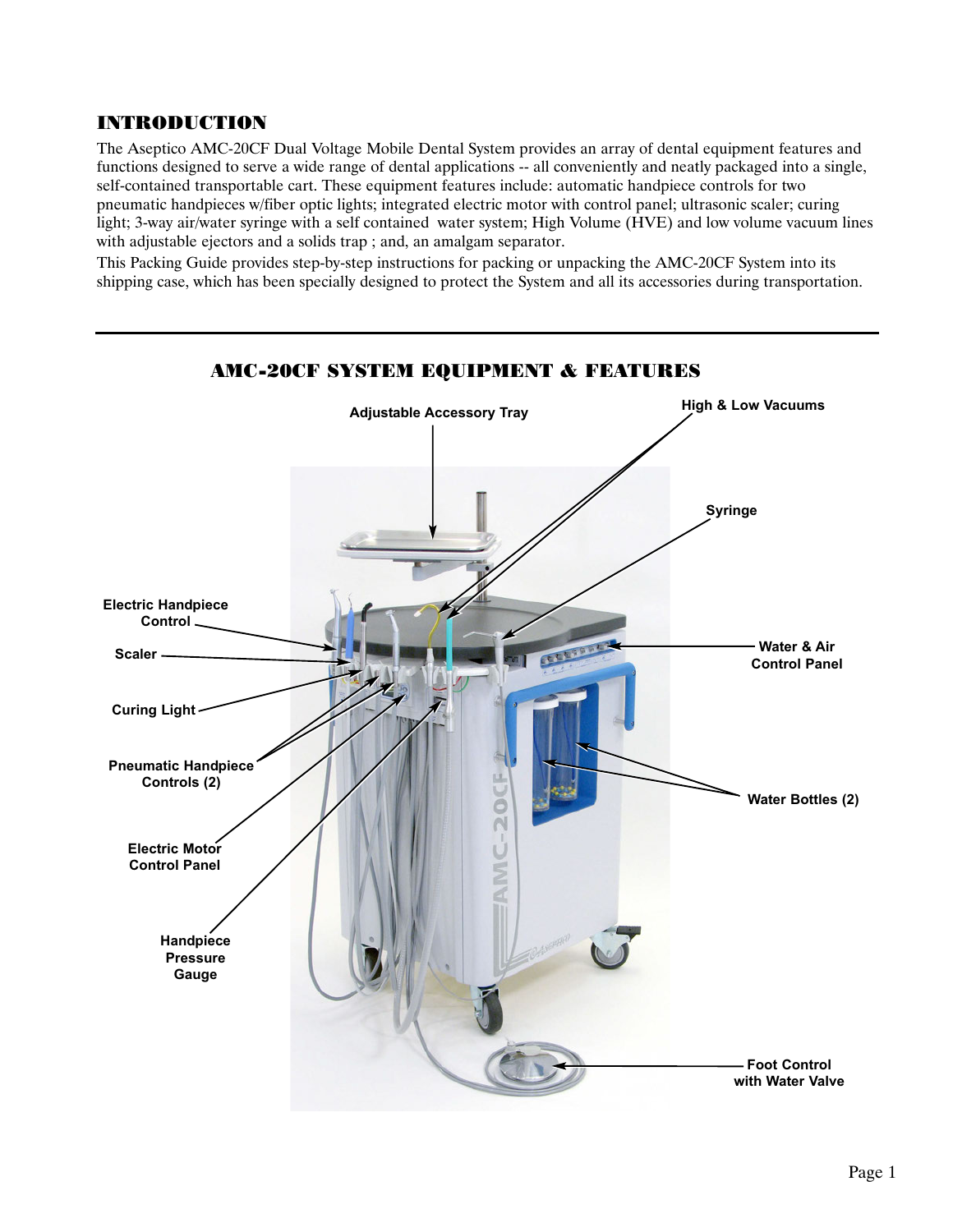# INTRODUCTION

The Aseptico AMC-20CF Dual Voltage Mobile Dental System provides an array of dental equipment features and functions designed to serve a wide range of dental applications -- all conveniently and neatly packaged into a single, self-contained transportable cart. These equipment features include: automatic handpiece controls for two pneumatic handpieces w/fiber optic lights; integrated electric motor with control panel; ultrasonic scaler; curing light; 3-way air/water syringe with a self contained water system; High Volume (HVE) and low volume vacuum lines with adjustable ejectors and a solids trap ; and, an amalgam separator.

This Packing Guide provides step-by-step instructions for packing or unpacking the AMC-20CF System into its shipping case, which has been specially designed to protect the System and all its accessories during transportation.

## AMC-20CF SYSTEM EQUIPMENT & FEATURES

Adjustable Accessory Tray

High & Low Vacuums

Syringe

Electric Handpiece Control

Scaler

Water & Air Control Panel

Curing Light

Pneumatic Handpiece Controls (2)

Water Bottles (2)

Electric Motor Control Panel

Handpiece Pressure Gauge

Foot Control with Water Valve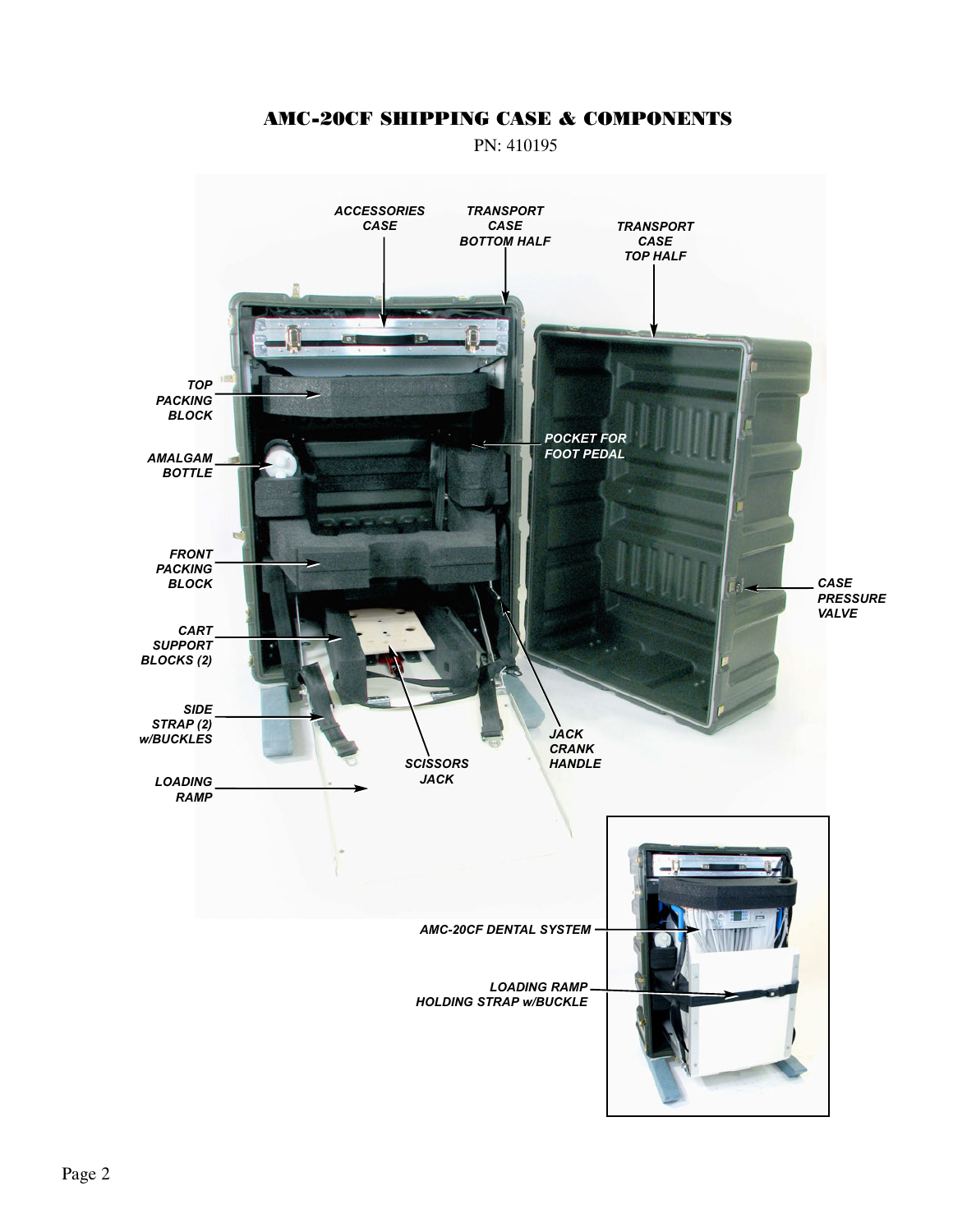# AMC-20CF SHIPPING CASE & COMPONENTS

PN: 410195

*ACCESSORIES CASE*

*TRANSPORT CASE BOTTOM HALF*

*TRANSPORT CASE TOP HALF*

*TOP PACKING BLOCK*

*AMALGAM BOTTLE*

*POCKET FOR FOOT PEDAL*

*FRONT PACKING BLOCK*

*CASE PRESSURE VALVE*

*CART SUPPORT BLOCKS (2)*

*SIDE STRAP (2) w/BUCKLES*

*JACK CRANK HANDLE*

*SCISSORS JACK*

*LOADING RAMP*

*AMC-20CF DENTAL SYSTEM*

*LOADING RAMP HOLDING STRAP w/BUCKLE*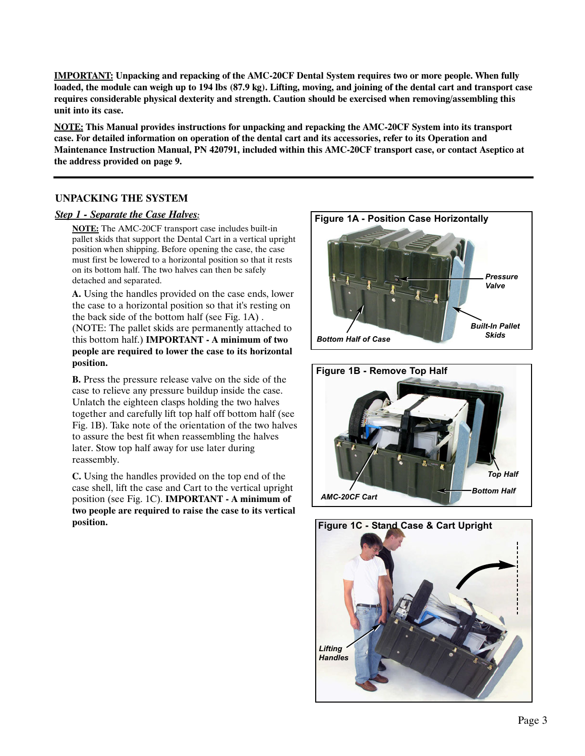**IMPORTANT:** **Unpacking and repacking of the AMC-20CF Dental System requires two or more people. When fully loaded, the module can weigh up to 194 lbs (87.9 kg). Lifting, moving, and joining of the dental cart and transport case requires considerable physical dexterity and strength. Caution should be exercised when removing/assembling this unit into its case.**

**NOTE:** **This Manual provides instructions for unpacking and repacking the AMC-20CF System into its transport case. For detailed information on operation of the dental cart and its accessories, refer to its Operation and Maintenance Instruction Manual, PN 420791, included within this AMC-20CF transport case, or contact Aseptico at the address provided on page 9.**

---

## UNPACKING THE SYSTEM

### *Step 1 - Separate the Case Halves:*

**NOTE:** The AMC-20CF transport case includes built-in pallet skids that support the Dental Cart in a vertical upright position when shipping. Before opening the case, the case must first be lowered to a horizontal position so that it rests on its bottom half. The two halves can then be safely detached and separated.

**A.** Using the handles provided on the case ends, lower the case to a horizontal position so that it's resting on the back side of the bottom half (see Fig. 1A) . (NOTE: The pallet skids are permanently attached to this bottom half.) **IMPORTANT - A minimum of two people are required to lower the case to its horizontal position.**

**B.** Press the pressure release valve on the side of the case to relieve any pressure buildup inside the case. Unlatch the eighteen clasps holding the two halves together and carefully lift top half off bottom half (see Fig. 1B). Take note of the orientation of the two halves to assure the best fit when reassembling the halves later. Stow top half away for use later during reassembly.

**C.** Using the handles provided on the top end of the case shell, lift the case and Cart to the vertical upright position (see Fig. 1C). **IMPORTANT - A minimum of two people are required to raise the case to its vertical position.**

**Figure 1A - Position Case Horizontally**

*Pressure Valve*

*Built-In Pallet Skids*

*Bottom Half of Case*

**Figure 1B - Remove Top Half**

*Top Half*

*Bottom Half*

*AMC-20CF Cart*

**Figure 1C - Stand Case & Cart Upright**

*Lifting Handles*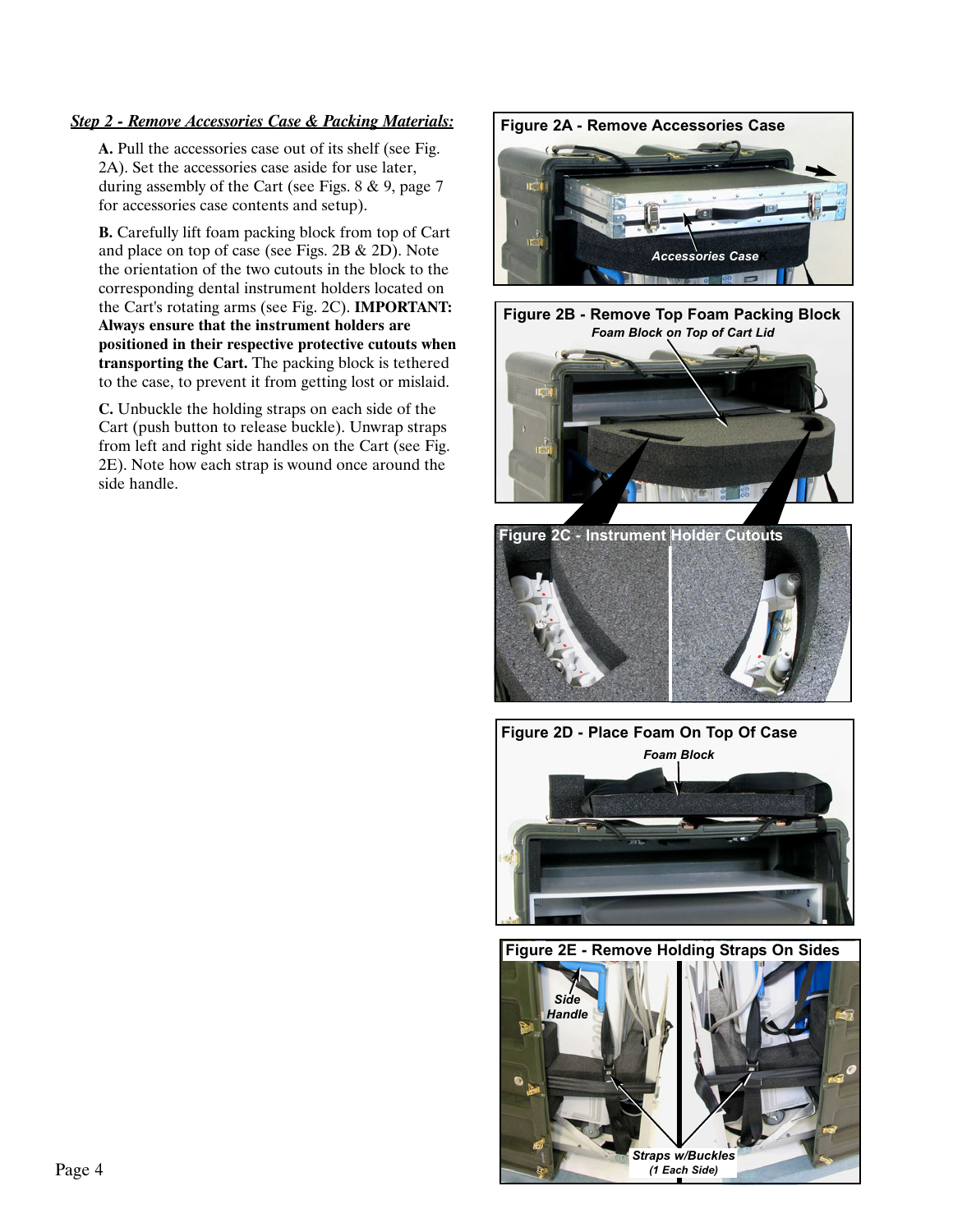***Step 2 - Remove Accessories Case & Packing Materials:***

**A.** Pull the accessories case out of its shelf (see Fig. 2A). Set the accessories case aside for use later, during assembly of the Cart (see Figs. 8 & 9, page 7 for accessories case contents and setup).

**B.** Carefully lift foam packing block from top of Cart and place on top of case (see Figs. 2B & 2D). Note the orientation of the two cutouts in the block to the corresponding dental instrument holders located on the Cart's rotating arms (see Fig. 2C). **IMPORTANT: Always ensure that the instrument holders are positioned in their respective protective cutouts when transporting the Cart.** The packing block is tethered to the case, to prevent it from getting lost or mislaid.

**C.** Unbuckle the holding straps on each side of the Cart (push button to release buckle). Unwrap straps from left and right side handles on the Cart (see Fig. 2E). Note how each strap is wound once around the side handle.

**Figure 2A - Remove Accessories Case**

*Accessories Case*

**Figure 2B - Remove Top Foam Packing Block**

*Foam Block on Top of Cart Lid*

**Figure 2C - Instrument Holder Cutouts**

**Figure 2D - Place Foam On Top Of Case**

*Foam Block*

**Figure 2E - Remove Holding Straps On Sides**

*Side Handle*

*Straps w/Buckles (1 Each Side)*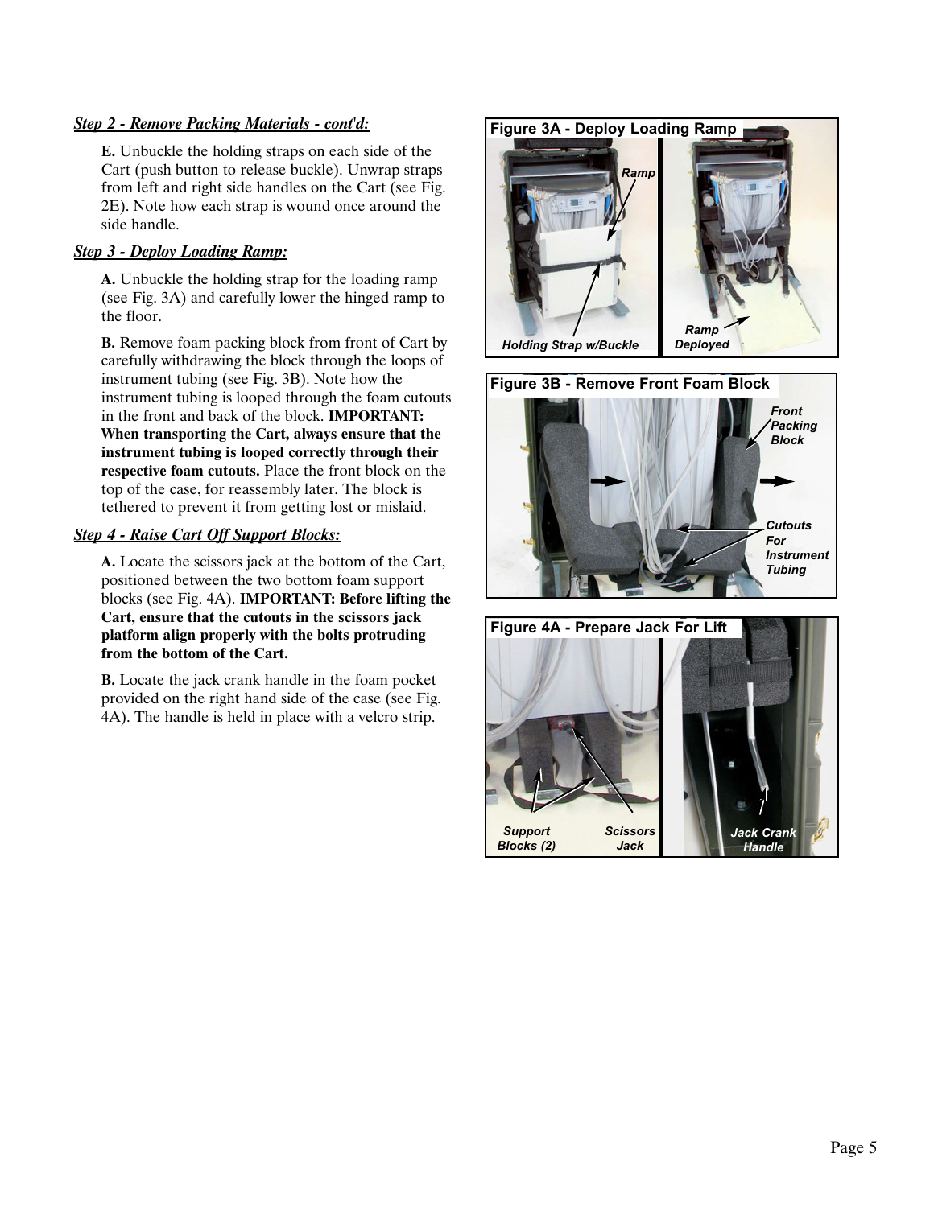***Step 2 - Remove Packing Materials - cont'd:***

**E.** Unbuckle the holding straps on each side of the Cart (push button to release buckle). Unwrap straps from left and right side handles on the Cart (see Fig. 2E). Note how each strap is wound once around the side handle.

***Step 3 - Deploy Loading Ramp:***

**A.** Unbuckle the holding strap for the loading ramp (see Fig. 3A) and carefully lower the hinged ramp to the floor.

**B.** Remove foam packing block from front of Cart by carefully withdrawing the block through the loops of instrument tubing (see Fig. 3B). Note how the instrument tubing is looped through the foam cutouts in the front and back of the block. **IMPORTANT: When transporting the Cart, always ensure that the instrument tubing is looped correctly through their respective foam cutouts.** Place the front block on the top of the case, for reassembly later. The block is tethered to prevent it from getting lost or mislaid.

***Step 4 - Raise Cart Off Support Blocks:***

**A.** Locate the scissors jack at the bottom of the Cart, positioned between the two bottom foam support blocks (see Fig. 4A). **IMPORTANT: Before lifting the Cart, ensure that the cutouts in the scissors jack platform align properly with the bolts protruding from the bottom of the Cart.**

**B.** Locate the jack crank handle in the foam pocket provided on the right hand side of the case (see Fig. 4A). The handle is held in place with a velcro strip.

**Figure 3A - Deploy Loading Ramp**

Ramp; Holding Strap w/Buckle; Ramp Deployed

**Figure 3B - Remove Front Foam Block**

Front Packing Block; Cutouts For Instrument Tubing

**Figure 4A - Prepare Jack For Lift**

Support Blocks (2); Scissors Jack; Jack Crank Handle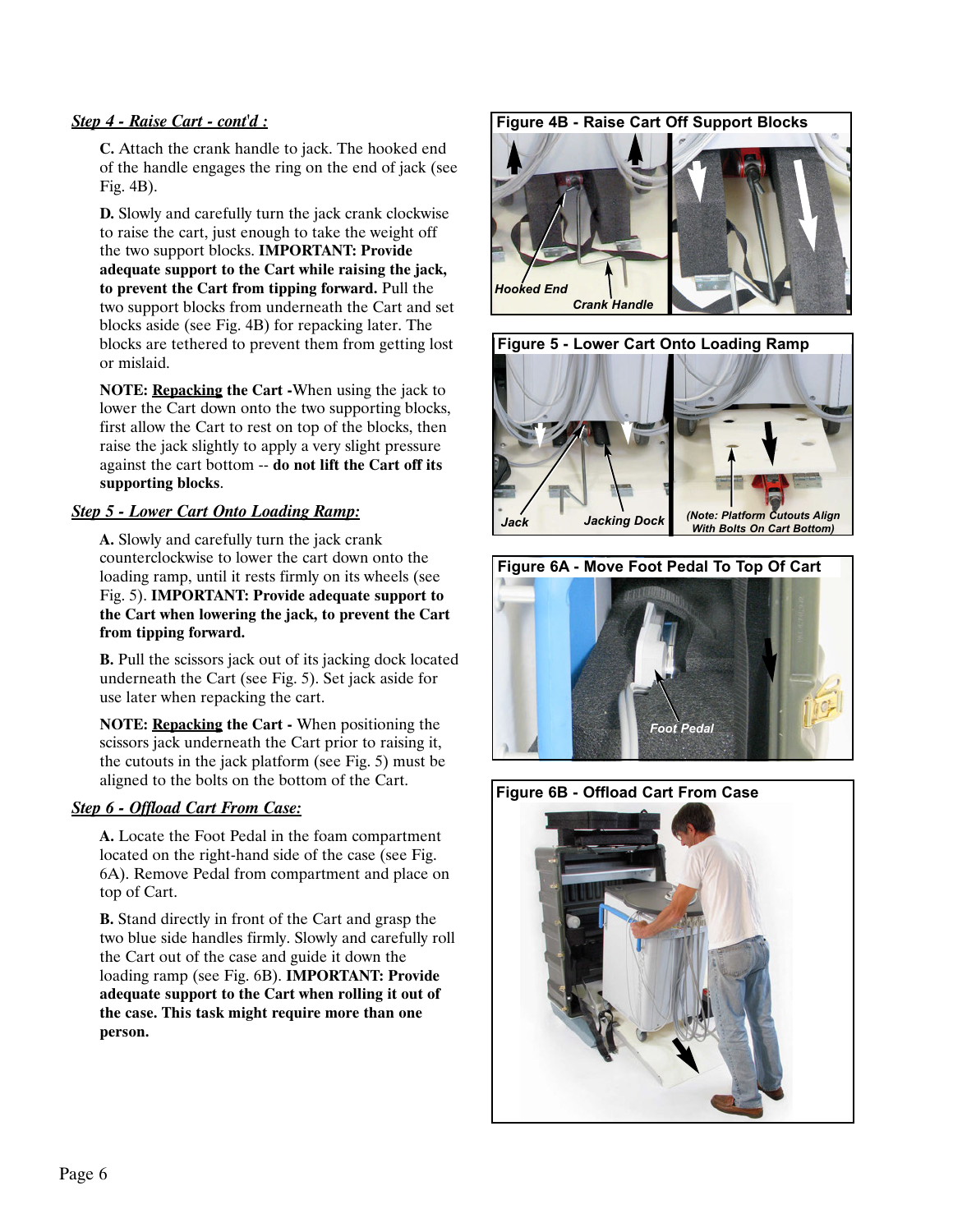***Step 4 - Raise Cart - cont'd :***

**C.** Attach the crank handle to jack. The hooked end of the handle engages the ring on the end of jack (see Fig. 4B).

**D.** Slowly and carefully turn the jack crank clockwise to raise the cart, just enough to take the weight off the two support blocks. **IMPORTANT: Provide adequate support to the Cart while raising the jack, to prevent the Cart from tipping forward.** Pull the two support blocks from underneath the Cart and set blocks aside (see Fig. 4B) for repacking later. The blocks are tethered to prevent them from getting lost or mislaid.

**NOTE: <u>Repacking</u> the Cart -**When using the jack to lower the Cart down onto the two supporting blocks, first allow the Cart to rest on top of the blocks, then raise the jack slightly to apply a very slight pressure against the cart bottom -- **do not lift the Cart off its supporting blocks**.

***Step 5 - Lower Cart Onto Loading Ramp:***

**A.** Slowly and carefully turn the jack crank counterclockwise to lower the cart down onto the loading ramp, until it rests firmly on its wheels (see Fig. 5). **IMPORTANT: Provide adequate support to the Cart when lowering the jack, to prevent the Cart from tipping forward.**

**B.** Pull the scissors jack out of its jacking dock located underneath the Cart (see Fig. 5). Set jack aside for use later when repacking the cart.

**NOTE: <u>Repacking</u> the Cart -** When positioning the scissors jack underneath the Cart prior to raising it, the cutouts in the jack platform (see Fig. 5) must be aligned to the bolts on the bottom of the Cart.

***Step 6 - Offload Cart From Case:***

**A.** Locate the Foot Pedal in the foam compartment located on the right-hand side of the case (see Fig. 6A). Remove Pedal from compartment and place on top of Cart.

**B.** Stand directly in front of the Cart and grasp the two blue side handles firmly. Slowly and carefully roll the Cart out of the case and guide it down the loading ramp (see Fig. 6B). **IMPORTANT: Provide adequate support to the Cart when rolling it out of the case. This task might require more than one person.**

**Figure 4B - Raise Cart Off Support Blocks**

*Hooked End* — *Crank Handle*

**Figure 5 - Lower Cart Onto Loading Ramp**

*Jack* — *Jacking Dock* — *(Note: Platform Cutouts Align With Bolts On Cart Bottom)*

**Figure 6A - Move Foot Pedal To Top Of Cart**

*Foot Pedal*

**Figure 6B - Offload Cart From Case**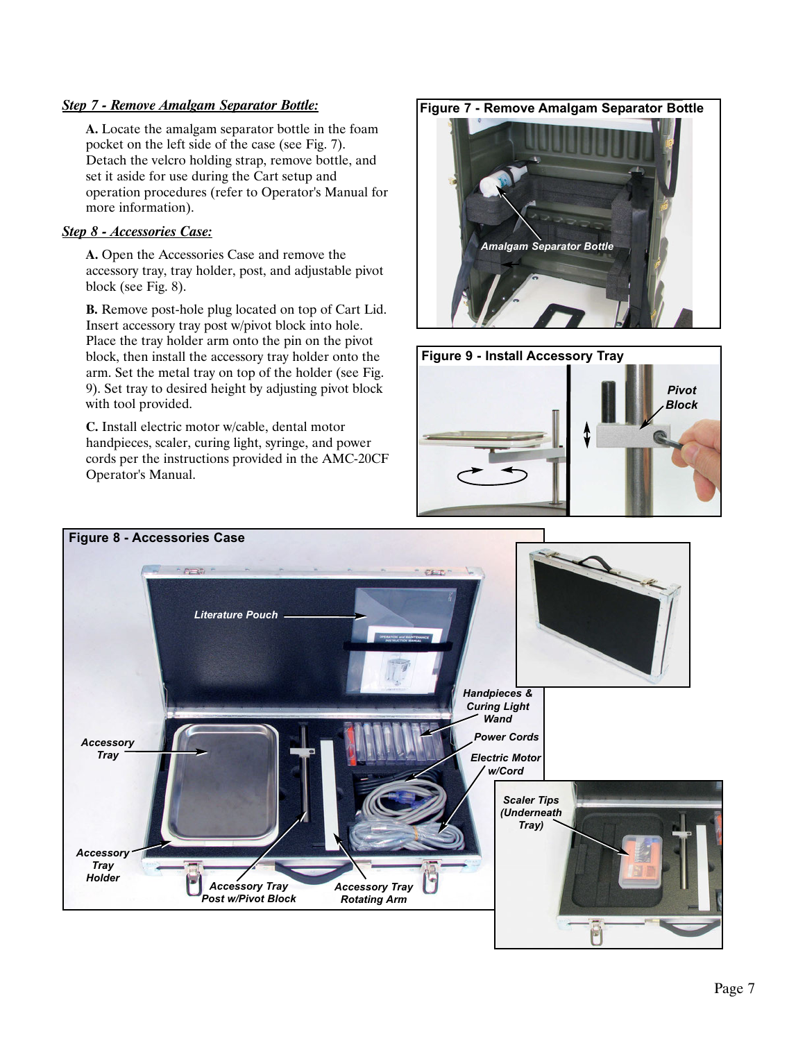***Step 7 - Remove Amalgam Separator Bottle:***

**A.** Locate the amalgam separator bottle in the foam pocket on the left side of the case (see Fig. 7). Detach the velcro holding strap, remove bottle, and set it aside for use during the Cart setup and operation procedures (refer to Operator's Manual for more information).

***Step 8 - Accessories Case:***

**A.** Open the Accessories Case and remove the accessory tray, tray holder, post, and adjustable pivot block (see Fig. 8).

**B.** Remove post-hole plug located on top of Cart Lid. Insert accessory tray post w/pivot block into hole. Place the tray holder arm onto the pin on the pivot block, then install the accessory tray holder onto the arm. Set the metal tray on top of the holder (see Fig. 9). Set tray to desired height by adjusting pivot block with tool provided.

**C.** Install electric motor w/cable, dental motor handpieces, scaler, curing light, syringe, and power cords per the instructions provided in the AMC-20CF Operator's Manual.

**Figure 7 - Remove Amalgam Separator Bottle**

*Amalgam Separator Bottle*

**Figure 9 - Install Accessory Tray**

*Pivot Block*

**Figure 8 - Accessories Case**

*Literature Pouch*

*Handpieces & Curing Light Wand*

*Power Cords*

*Electric Motor w/Cord*

*Accessory Tray*

*Accessory Tray Holder*

*Accessory Tray Post w/Pivot Block*

*Accessory Tray Rotating Arm*

*Scaler Tips (Underneath Tray)*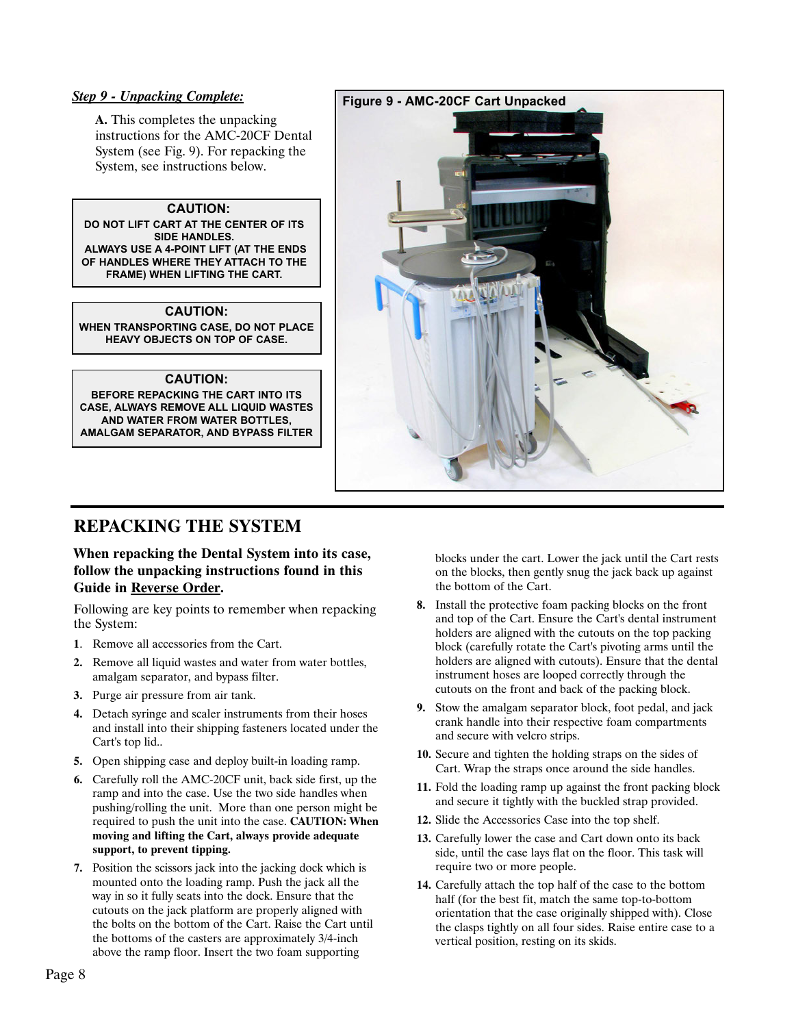***Step 9 - Unpacking Complete:***

**A.** This completes the unpacking instructions for the AMC-20CF Dental System (see Fig. 9). For repacking the System, see instructions below.

**CAUTION:**
**DO NOT LIFT CART AT THE CENTER OF ITS SIDE HANDLES.**
**ALWAYS USE A 4-POINT LIFT (AT THE ENDS OF HANDLES WHERE THEY ATTACH TO THE FRAME) WHEN LIFTING THE CART.**

**CAUTION:**
**WHEN TRANSPORTING CASE, DO NOT PLACE HEAVY OBJECTS ON TOP OF CASE.**

**CAUTION:**
**BEFORE REPACKING THE CART INTO ITS CASE, ALWAYS REMOVE ALL LIQUID WASTES AND WATER FROM WATER BOTTLES, AMALGAM SEPARATOR, AND BYPASS FILTER**

**Figure 9 - AMC-20CF Cart Unpacked**

# REPACKING THE SYSTEM

**When repacking the Dental System into its case, follow the unpacking instructions found in this Guide in Reverse Order.**

Following are key points to remember when repacking the System:

1. Remove all accessories from the Cart.
2. Remove all liquid wastes and water from water bottles, amalgam separator, and bypass filter.
3. Purge air pressure from air tank.
4. Detach syringe and scaler instruments from their hoses and install into their shipping fasteners located under the Cart's top lid..
5. Open shipping case and deploy built-in loading ramp.
6. Carefully roll the AMC-20CF unit, back side first, up the ramp and into the case. Use the two side handles when pushing/rolling the unit. More than one person might be required to push the unit into the case. **CAUTION: When moving and lifting the Cart, always provide adequate support, to prevent tipping.**
7. Position the scissors jack into the jacking dock which is mounted onto the loading ramp. Push the jack all the way in so it fully seats into the dock. Ensure that the cutouts on the jack platform are properly aligned with the bolts on the bottom of the Cart. Raise the Cart until the bottoms of the casters are approximately 3/4-inch above the ramp floor. Insert the two foam supporting blocks under the cart. Lower the jack until the Cart rests on the blocks, then gently snug the jack back up against the bottom of the Cart.
8. Install the protective foam packing blocks on the front and top of the Cart. Ensure the Cart's dental instrument holders are aligned with the cutouts on the top packing block (carefully rotate the Cart's pivoting arms until the holders are aligned with cutouts). Ensure that the dental instrument hoses are looped correctly through the cutouts on the front and back of the packing block.
9. Stow the amalgam separator block, foot pedal, and jack crank handle into their respective foam compartments and secure with velcro strips.
10. Secure and tighten the holding straps on the sides of Cart. Wrap the straps once around the side handles.
11. Fold the loading ramp up against the front packing block and secure it tightly with the buckled strap provided.
12. Slide the Accessories Case into the top shelf.
13. Carefully lower the case and Cart down onto its back side, until the case lays flat on the floor. This task will require two or more people.
14. Carefully attach the top half of the case to the bottom half (for the best fit, match the same top-to-bottom orientation that the case originally shipped with). Close the clasps tightly on all four sides. Raise entire case to a vertical position, resting on its skids.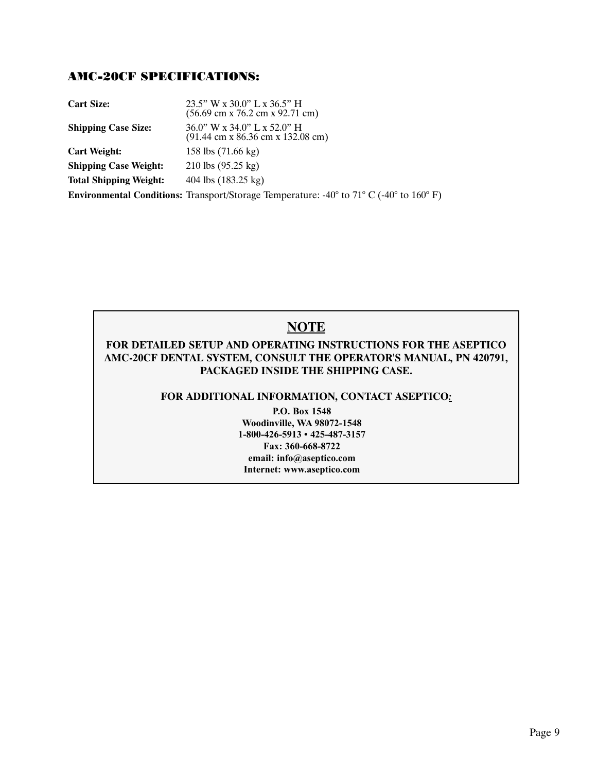## AMC-20CF SPECIFICATIONS:

| | |
|---|---|
| **Cart Size:** | 23.5” W x 30.0” L x 36.5” H<br>(56.69 cm x 76.2 cm x 92.71 cm) |
| **Shipping Case Size:** | 36.0” W x 34.0” L x 52.0” H<br>(91.44 cm x 86.36 cm x 132.08 cm) |
| **Cart Weight:** | 158 lbs (71.66 kg) |
| **Shipping Case Weight:** | 210 lbs (95.25 kg) |
| **Total Shipping Weight:** | 404 lbs (183.25 kg) |
| **Environmental Conditions:** | Transport/Storage Temperature: -40° to 71° C (-40° to 160° F) |

**NOTE**

**FOR DETAILED SETUP AND OPERATING INSTRUCTIONS FOR THE ASEPTICO AMC-20CF DENTAL SYSTEM, CONSULT THE OPERATOR'S MANUAL, PN 420791, PACKAGED INSIDE THE SHIPPING CASE.**

**FOR ADDITIONAL INFORMATION, CONTACT ASEPTICO:**

**P.O. Box 1548**
**Woodinville, WA 98072-1548**
**1-800-426-5913 • 425-487-3157**
**Fax: 360-668-8722**
**email: info@aseptico.com**
**Internet: www.aseptico.com**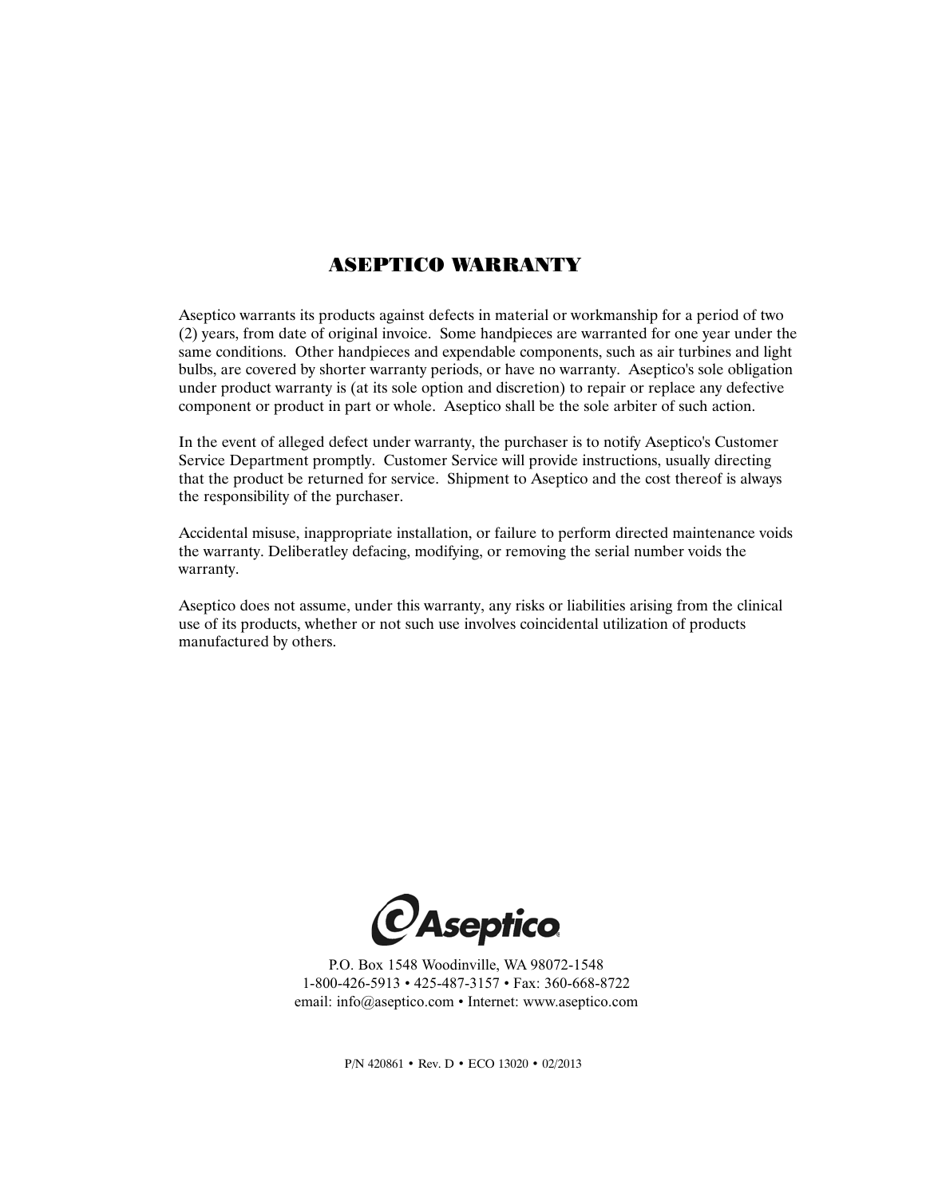# ASEPTICO WARRANTY

Aseptico warrants its products against defects in material or workmanship for a period of two (2) years, from date of original invoice. Some handpieces are warranted for one year under the same conditions. Other handpieces and expendable components, such as air turbines and light bulbs, are covered by shorter warranty periods, or have no warranty. Aseptico's sole obligation under product warranty is (at its sole option and discretion) to repair or replace any defective component or product in part or whole. Aseptico shall be the sole arbiter of such action.

In the event of alleged defect under warranty, the purchaser is to notify Aseptico's Customer Service Department promptly. Customer Service will provide instructions, usually directing that the product be returned for service. Shipment to Aseptico and the cost thereof is always the responsibility of the purchaser.

Accidental misuse, inappropriate installation, or failure to perform directed maintenance voids the warranty. Deliberatley defacing, modifying, or removing the serial number voids the warranty.

Aseptico does not assume, under this warranty, any risks or liabilities arising from the clinical use of its products, whether or not such use involves coincidental utilization of products manufactured by others.

Aseptico

P.O. Box 1548 Woodinville, WA 98072-1548
1-800-426-5913 • 425-487-3157 • Fax: 360-668-8722
email: info@aseptico.com • Internet: www.aseptico.com

P/N 420861 • Rev. D • ECO 13020 • 02/2013